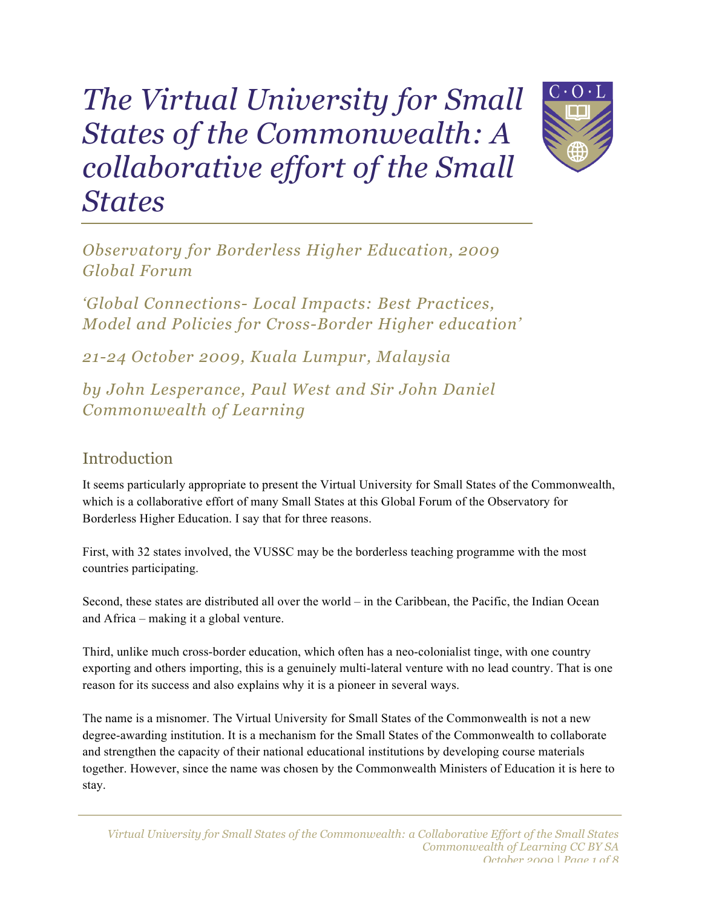# *The Virtual University for Small States of the Commonwealth: A collaborative effort of the Small States*

*Observatory for Borderless Higher Education, 2009 Global Forum*

*'Global Connections- Local Impacts: Best Practices, Model and Policies for Cross-Border Higher education'*

*21-24 October 2009, Kuala Lumpur, Malaysia*

*by John Lesperance, Paul West and Sir John Daniel Commonwealth of Learning*

## Introduction

It seems particularly appropriate to present the Virtual University for Small States of the Commonwealth, which is a collaborative effort of many Small States at this Global Forum of the Observatory for Borderless Higher Education. I say that for three reasons.

First, with 32 states involved, the VUSSC may be the borderless teaching programme with the most countries participating.

Second, these states are distributed all over the world – in the Caribbean, the Pacific, the Indian Ocean and Africa – making it a global venture.

Third, unlike much cross-border education, which often has a neo-colonialist tinge, with one country exporting and others importing, this is a genuinely multi-lateral venture with no lead country. That is one reason for its success and also explains why it is a pioneer in several ways.

The name is a misnomer. The Virtual University for Small States of the Commonwealth is not a new degree-awarding institution. It is a mechanism for the Small States of the Commonwealth to collaborate and strengthen the capacity of their national educational institutions by developing course materials together. However, since the name was chosen by the Commonwealth Ministers of Education it is here to stay.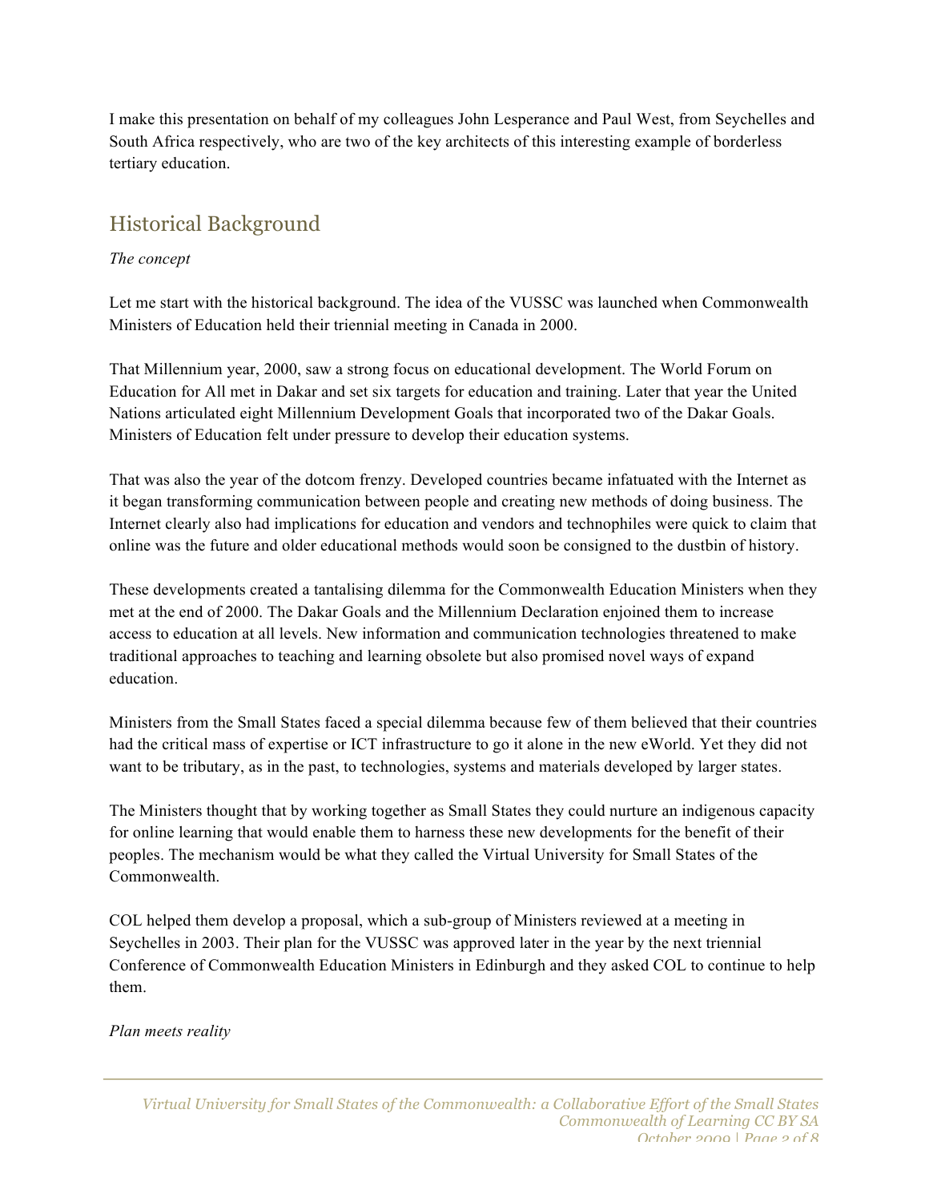I make this presentation on behalf of my colleagues John Lesperance and Paul West, from Seychelles and South Africa respectively, who are two of the key architects of this interesting example of borderless tertiary education.

## Historical Background

*The concept*

Let me start with the historical background. The idea of the VUSSC was launched when Commonwealth Ministers of Education held their triennial meeting in Canada in 2000.

That Millennium year, 2000, saw a strong focus on educational development. The World Forum on Education for All met in Dakar and set six targets for education and training. Later that year the United Nations articulated eight Millennium Development Goals that incorporated two of the Dakar Goals. Ministers of Education felt under pressure to develop their education systems.

That was also the year of the dotcom frenzy. Developed countries became infatuated with the Internet as it began transforming communication between people and creating new methods of doing business. The Internet clearly also had implications for education and vendors and technophiles were quick to claim that online was the future and older educational methods would soon be consigned to the dustbin of history.

These developments created a tantalising dilemma for the Commonwealth Education Ministers when they met at the end of 2000. The Dakar Goals and the Millennium Declaration enjoined them to increase access to education at all levels. New information and communication technologies threatened to make traditional approaches to teaching and learning obsolete but also promised novel ways of expand education.

Ministers from the Small States faced a special dilemma because few of them believed that their countries had the critical mass of expertise or ICT infrastructure to go it alone in the new eWorld. Yet they did not want to be tributary, as in the past, to technologies, systems and materials developed by larger states.

The Ministers thought that by working together as Small States they could nurture an indigenous capacity for online learning that would enable them to harness these new developments for the benefit of their peoples. The mechanism would be what they called the Virtual University for Small States of the Commonwealth.

COL helped them develop a proposal, which a sub-group of Ministers reviewed at a meeting in Seychelles in 2003. Their plan for the VUSSC was approved later in the year by the next triennial Conference of Commonwealth Education Ministers in Edinburgh and they asked COL to continue to help them.

*Plan meets reality*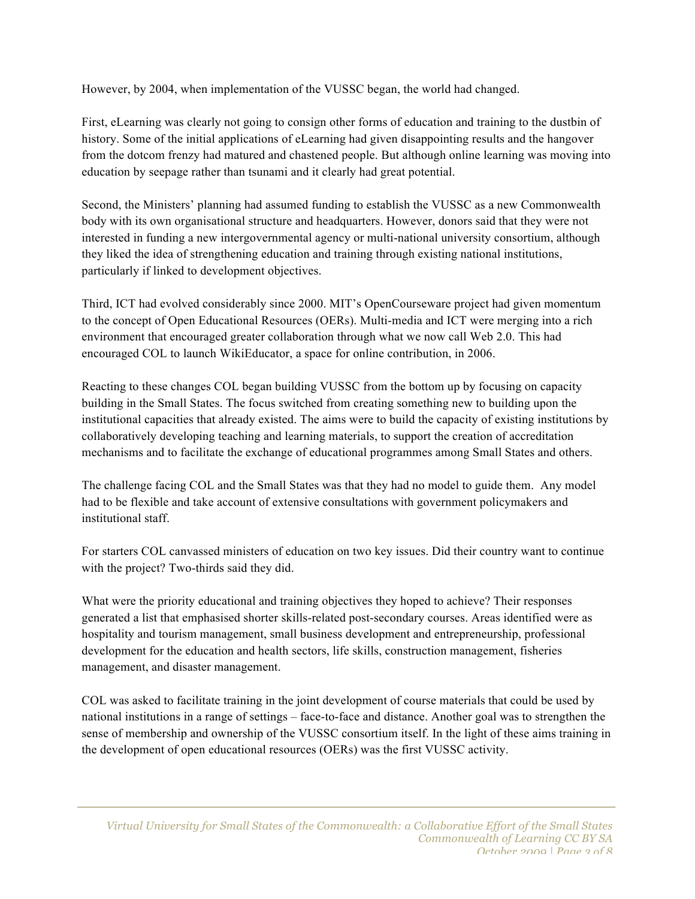However, by 2004, when implementation of the VUSSC began, the world had changed.

First, eLearning was clearly not going to consign other forms of education and training to the dustbin of history. Some of the initial applications of eLearning had given disappointing results and the hangover from the dotcom frenzy had matured and chastened people. But although online learning was moving into education by seepage rather than tsunami and it clearly had great potential.

Second, the Ministers' planning had assumed funding to establish the VUSSC as a new Commonwealth body with its own organisational structure and headquarters. However, donors said that they were not interested in funding a new intergovernmental agency or multi-national university consortium, although they liked the idea of strengthening education and training through existing national institutions, particularly if linked to development objectives.

Third, ICT had evolved considerably since 2000. MIT's OpenCourseware project had given momentum to the concept of Open Educational Resources (OERs). Multi-media and ICT were merging into a rich environment that encouraged greater collaboration through what we now call Web 2.0. This had encouraged COL to launch WikiEducator, a space for online contribution, in 2006.

Reacting to these changes COL began building VUSSC from the bottom up by focusing on capacity building in the Small States. The focus switched from creating something new to building upon the institutional capacities that already existed. The aims were to build the capacity of existing institutions by collaboratively developing teaching and learning materials, to support the creation of accreditation mechanisms and to facilitate the exchange of educational programmes among Small States and others.

The challenge facing COL and the Small States was that they had no model to guide them. Any model had to be flexible and take account of extensive consultations with government policymakers and institutional staff.

For starters COL canvassed ministers of education on two key issues. Did their country want to continue with the project? Two-thirds said they did.

What were the priority educational and training objectives they hoped to achieve? Their responses generated a list that emphasised shorter skills-related post-secondary courses. Areas identified were as hospitality and tourism management, small business development and entrepreneurship, professional development for the education and health sectors, life skills, construction management, fisheries management, and disaster management.

COL was asked to facilitate training in the joint development of course materials that could be used by national institutions in a range of settings – face-to-face and distance. Another goal was to strengthen the sense of membership and ownership of the VUSSC consortium itself. In the light of these aims training in the development of open educational resources (OERs) was the first VUSSC activity.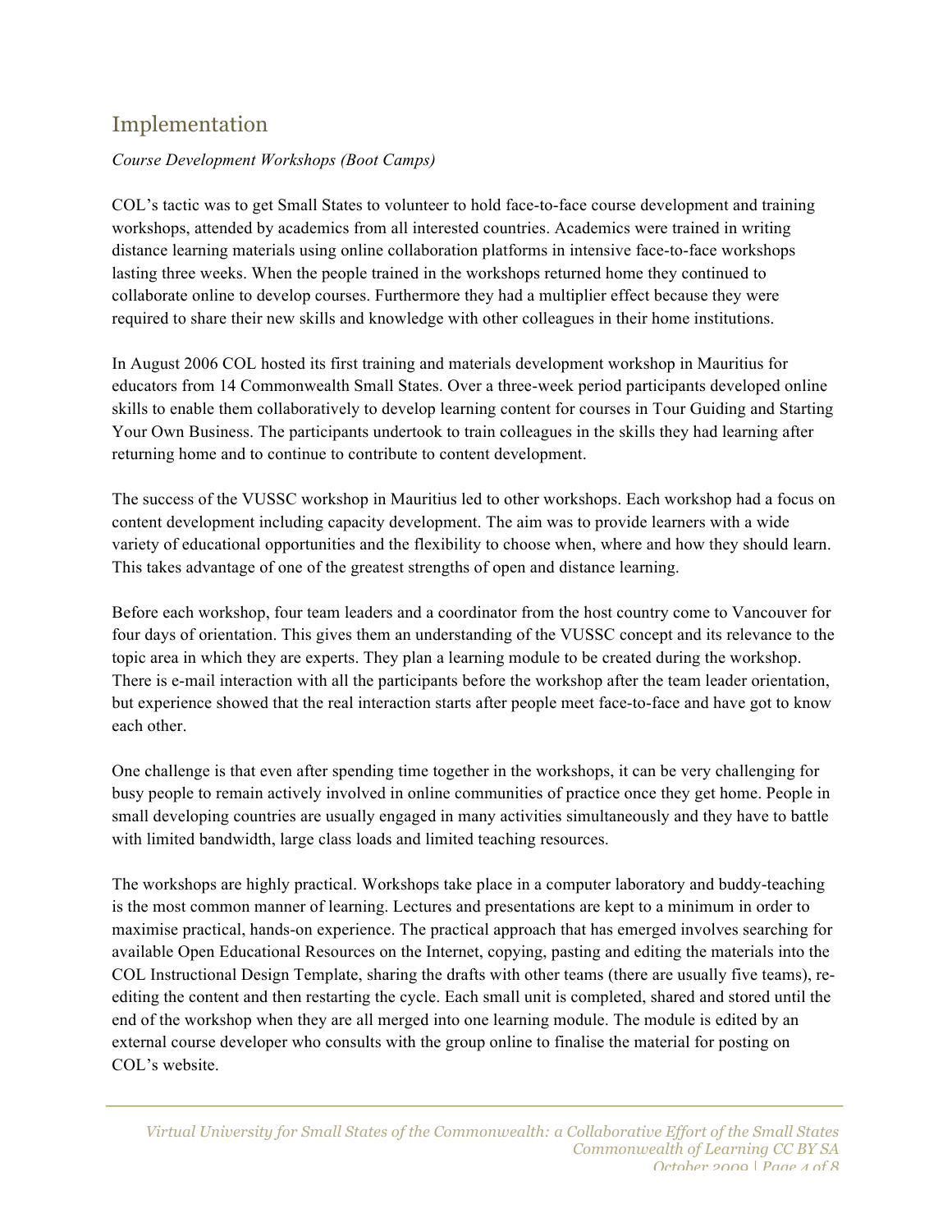## Implementation

*Course Development Workshops (Boot Camps)*

COL's tactic was to get Small States to volunteer to hold face-to-face course development and training workshops, attended by academics from all interested countries. Academics were trained in writing distance learning materials using online collaboration platforms in intensive face-to-face workshops lasting three weeks. When the people trained in the workshops returned home they continued to collaborate online to develop courses. Furthermore they had a multiplier effect because they were required to share their new skills and knowledge with other colleagues in their home institutions.

In August 2006 COL hosted its first training and materials development workshop in Mauritius for educators from 14 Commonwealth Small States. Over a three-week period participants developed online skills to enable them collaboratively to develop learning content for courses in Tour Guiding and Starting Your Own Business. The participants undertook to train colleagues in the skills they had learning after returning home and to continue to contribute to content development.

The success of the VUSSC workshop in Mauritius led to other workshops. Each workshop had a focus on content development including capacity development. The aim was to provide learners with a wide variety of educational opportunities and the flexibility to choose when, where and how they should learn. This takes advantage of one of the greatest strengths of open and distance learning.

Before each workshop, four team leaders and a coordinator from the host country come to Vancouver for four days of orientation. This gives them an understanding of the VUSSC concept and its relevance to the topic area in which they are experts. They plan a learning module to be created during the workshop. There is e-mail interaction with all the participants before the workshop after the team leader orientation, but experience showed that the real interaction starts after people meet face-to-face and have got to know each other.

One challenge is that even after spending time together in the workshops, it can be very challenging for busy people to remain actively involved in online communities of practice once they get home. People in small developing countries are usually engaged in many activities simultaneously and they have to battle with limited bandwidth, large class loads and limited teaching resources.

The workshops are highly practical. Workshops take place in a computer laboratory and buddy-teaching is the most common manner of learning. Lectures and presentations are kept to a minimum in order to maximise practical, hands-on experience. The practical approach that has emerged involves searching for available Open Educational Resources on the Internet, copying, pasting and editing the materials into the COL Instructional Design Template, sharing the drafts with other teams (there are usually five teams), re-editing the content and then restarting the cycle. Each small unit is completed, shared and stored until the end of the workshop when they are all merged into one learning module. The module is edited by an external course developer who consults with the group online to finalise the material for posting on COL's website.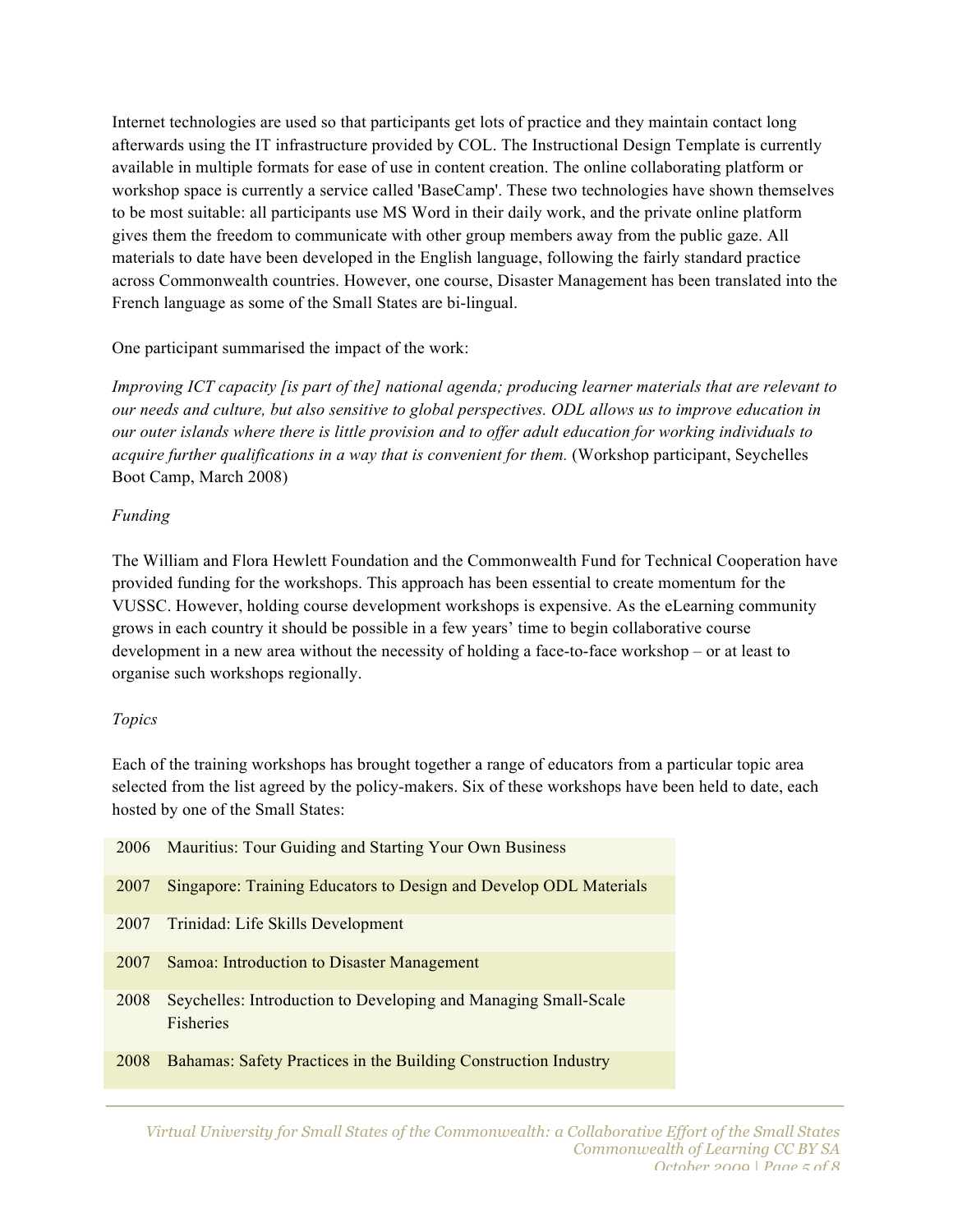Internet technologies are used so that participants get lots of practice and they maintain contact long afterwards using the IT infrastructure provided by COL. The Instructional Design Template is currently available in multiple formats for ease of use in content creation. The online collaborating platform or workshop space is currently a service called 'BaseCamp'. These two technologies have shown themselves to be most suitable: all participants use MS Word in their daily work, and the private online platform gives them the freedom to communicate with other group members away from the public gaze. All materials to date have been developed in the English language, following the fairly standard practice across Commonwealth countries. However, one course, Disaster Management has been translated into the French language as some of the Small States are bi-lingual.

One participant summarised the impact of the work:

*Improving ICT capacity [is part of the] national agenda; producing learner materials that are relevant to our needs and culture, but also sensitive to global perspectives. ODL allows us to improve education in our outer islands where there is little provision and to offer adult education for working individuals to acquire further qualifications in a way that is convenient for them.* (Workshop participant, Seychelles Boot Camp, March 2008)

*Funding*

The William and Flora Hewlett Foundation and the Commonwealth Fund for Technical Cooperation have provided funding for the workshops. This approach has been essential to create momentum for the VUSSC. However, holding course development workshops is expensive. As the eLearning community grows in each country it should be possible in a few years' time to begin collaborative course development in a new area without the necessity of holding a face-to-face workshop – or at least to organise such workshops regionally.

*Topics*

Each of the training workshops has brought together a range of educators from a particular topic area selected from the list agreed by the policy-makers. Six of these workshops have been held to date, each hosted by one of the Small States:

| | |
|---|---|
| 2006 | Mauritius: Tour Guiding and Starting Your Own Business |
| 2007 | Singapore: Training Educators to Design and Develop ODL Materials |
| 2007 | Trinidad: Life Skills Development |
| 2007 | Samoa: Introduction to Disaster Management |
| 2008 | Seychelles: Introduction to Developing and Managing Small-Scale Fisheries |
| 2008 | Bahamas: Safety Practices in the Building Construction Industry |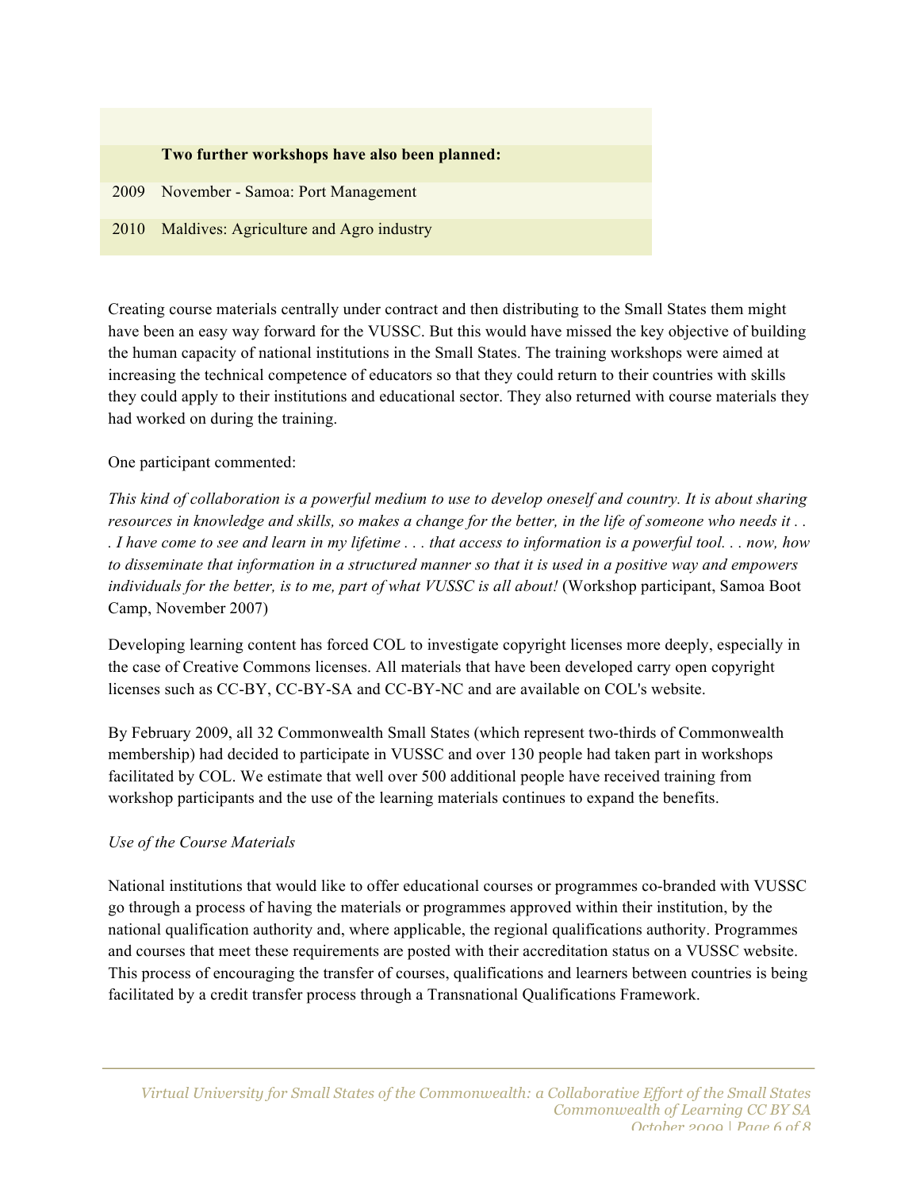| | Two further workshops have also been planned: |
|---|---|
| 2009 | November - Samoa: Port Management |
| 2010 | Maldives: Agriculture and Agro industry |

Creating course materials centrally under contract and then distributing to the Small States them might have been an easy way forward for the VUSSC. But this would have missed the key objective of building the human capacity of national institutions in the Small States. The training workshops were aimed at increasing the technical competence of educators so that they could return to their countries with skills they could apply to their institutions and educational sector. They also returned with course materials they had worked on during the training.

One participant commented:

*This kind of collaboration is a powerful medium to use to develop oneself and country. It is about sharing resources in knowledge and skills, so makes a change for the better, in the life of someone who needs it . . . I have come to see and learn in my lifetime . . . that access to information is a powerful tool. . . now, how to disseminate that information in a structured manner so that it is used in a positive way and empowers individuals for the better, is to me, part of what VUSSC is all about!* (Workshop participant, Samoa Boot Camp, November 2007)

Developing learning content has forced COL to investigate copyright licenses more deeply, especially in the case of Creative Commons licenses. All materials that have been developed carry open copyright licenses such as CC-BY, CC-BY-SA and CC-BY-NC and are available on COL's website.

By February 2009, all 32 Commonwealth Small States (which represent two-thirds of Commonwealth membership) had decided to participate in VUSSC and over 130 people had taken part in workshops facilitated by COL. We estimate that well over 500 additional people have received training from workshop participants and the use of the learning materials continues to expand the benefits.

*Use of the Course Materials*

National institutions that would like to offer educational courses or programmes co-branded with VUSSC go through a process of having the materials or programmes approved within their institution, by the national qualification authority and, where applicable, the regional qualifications authority. Programmes and courses that meet these requirements are posted with their accreditation status on a VUSSC website. This process of encouraging the transfer of courses, qualifications and learners between countries is being facilitated by a credit transfer process through a Transnational Qualifications Framework.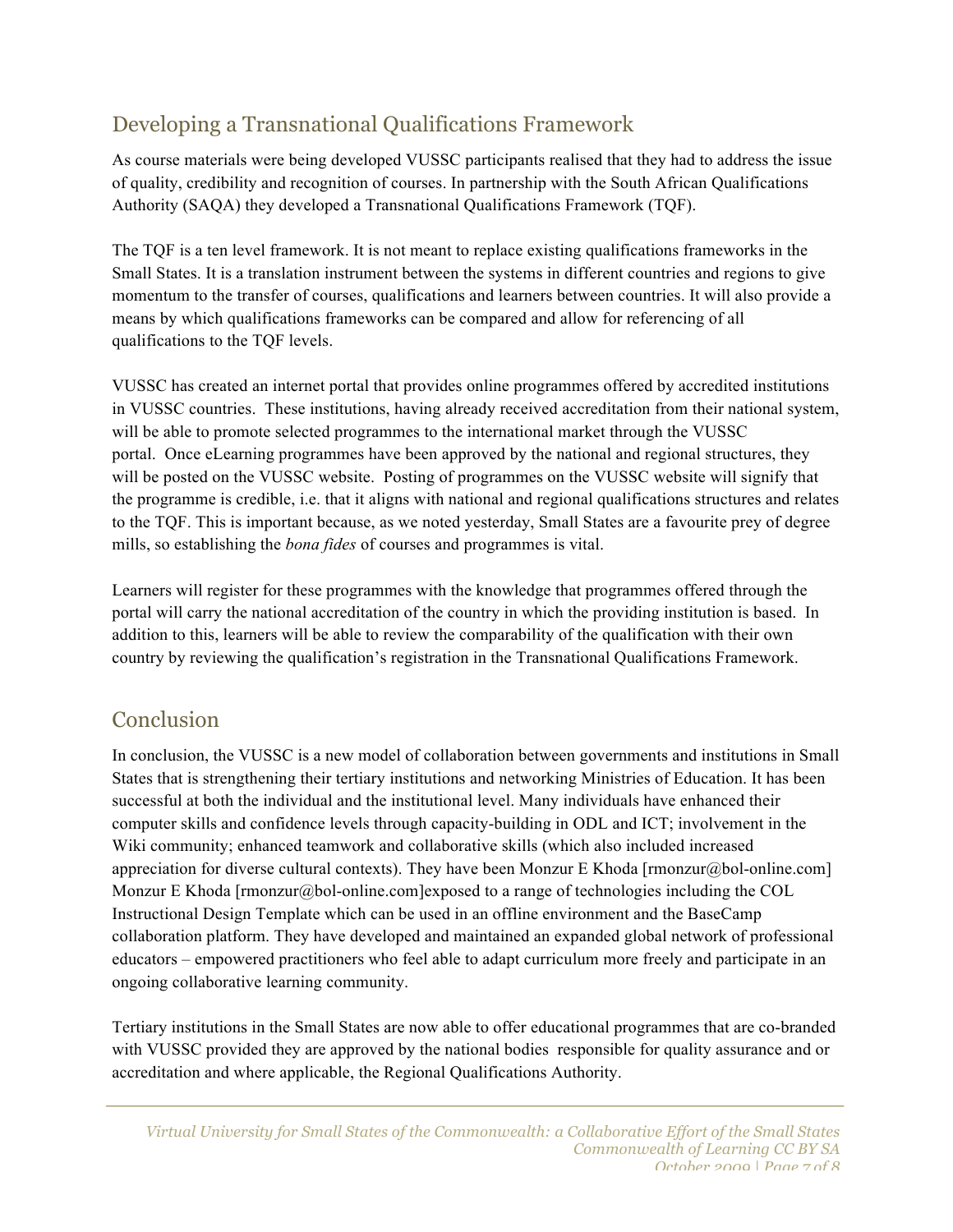## Developing a Transnational Qualifications Framework

As course materials were being developed VUSSC participants realised that they had to address the issue of quality, credibility and recognition of courses. In partnership with the South African Qualifications Authority (SAQA) they developed a Transnational Qualifications Framework (TQF).

The TQF is a ten level framework. It is not meant to replace existing qualifications frameworks in the Small States. It is a translation instrument between the systems in different countries and regions to give momentum to the transfer of courses, qualifications and learners between countries. It will also provide a means by which qualifications frameworks can be compared and allow for referencing of all qualifications to the TQF levels.

VUSSC has created an internet portal that provides online programmes offered by accredited institutions in VUSSC countries. These institutions, having already received accreditation from their national system, will be able to promote selected programmes to the international market through the VUSSC portal. Once eLearning programmes have been approved by the national and regional structures, they will be posted on the VUSSC website. Posting of programmes on the VUSSC website will signify that the programme is credible, i.e. that it aligns with national and regional qualifications structures and relates to the TQF. This is important because, as we noted yesterday, Small States are a favourite prey of degree mills, so establishing the *bona fides* of courses and programmes is vital.

Learners will register for these programmes with the knowledge that programmes offered through the portal will carry the national accreditation of the country in which the providing institution is based. In addition to this, learners will be able to review the comparability of the qualification with their own country by reviewing the qualification's registration in the Transnational Qualifications Framework.

## Conclusion

In conclusion, the VUSSC is a new model of collaboration between governments and institutions in Small States that is strengthening their tertiary institutions and networking Ministries of Education. It has been successful at both the individual and the institutional level. Many individuals have enhanced their computer skills and confidence levels through capacity-building in ODL and ICT; involvement in the Wiki community; enhanced teamwork and collaborative skills (which also included increased appreciation for diverse cultural contexts). They have been Monzur E Khoda [rmonzur@bol-online.com] Monzur E Khoda [rmonzur@bol-online.com]exposed to a range of technologies including the COL Instructional Design Template which can be used in an offline environment and the BaseCamp collaboration platform. They have developed and maintained an expanded global network of professional educators – empowered practitioners who feel able to adapt curriculum more freely and participate in an ongoing collaborative learning community.

Tertiary institutions in the Small States are now able to offer educational programmes that are co-branded with VUSSC provided they are approved by the national bodies responsible for quality assurance and or accreditation and where applicable, the Regional Qualifications Authority.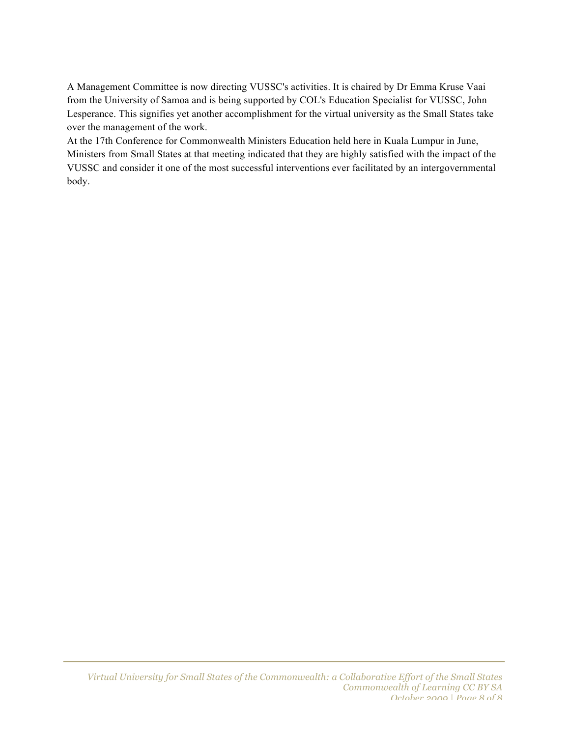A Management Committee is now directing VUSSC's activities. It is chaired by Dr Emma Kruse Vaai from the University of Samoa and is being supported by COL's Education Specialist for VUSSC, John Lesperance. This signifies yet another accomplishment for the virtual university as the Small States take over the management of the work.

At the 17th Conference for Commonwealth Ministers Education held here in Kuala Lumpur in June, Ministers from Small States at that meeting indicated that they are highly satisfied with the impact of the VUSSC and consider it one of the most successful interventions ever facilitated by an intergovernmental body.